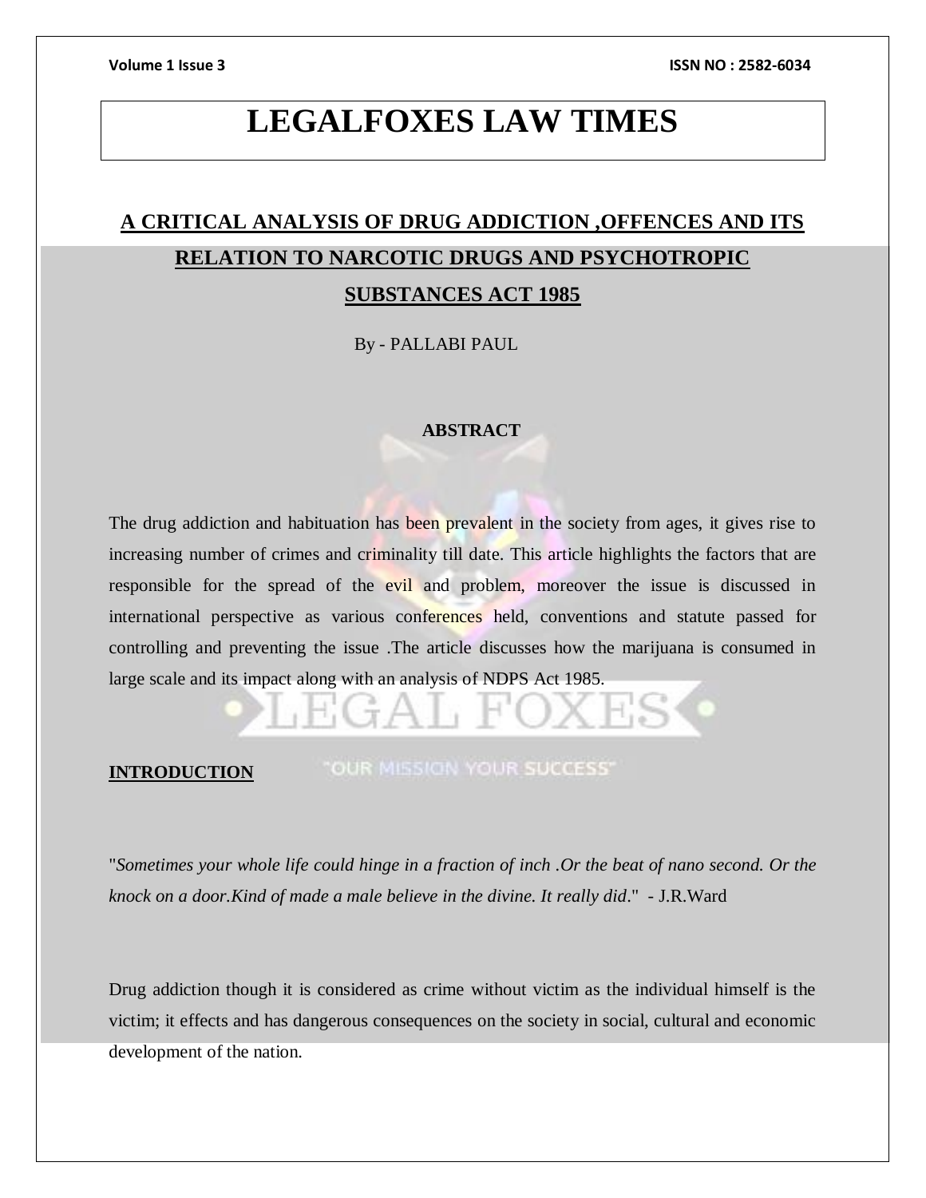# LEGALFOXES LAW TIMES

## A CRITICAL ANALYSIS OF DRUG ADDICTION ,OFFENCES AND ITS RELATION TO NARCOTIC DRUGS AND PSYCHOTROPIC SUBSTANCES ACT 1985

By - PALLABI PAUL

### ABSTRACT

The drug addiction and habituation has been prevalent in the society from ages, it gives rise to increasing number of crimes and criminality till date. This article highlights the factors that are responsible for the spread of the evil and problem, moreover the issue is discussed in international perspective as various conferences held, conventions and statute passed for controlling and preventing the issue .The article discusses how the marijuana is consumed in large scale and its impact along with an analysis of NDPS Act 1985.

### INTRODUCTION

"*Sometimes your whole life could hinge in a fraction of inch .Or the beat of nano second. Or the knock on a door.Kind of made a male believe in the divine. It really did*." - J.R.Ward

Drug addiction though it is considered as crime without victim as the individual himself is the victim; it effects and has dangerous consequences on the society in social, cultural and economic development of the nation.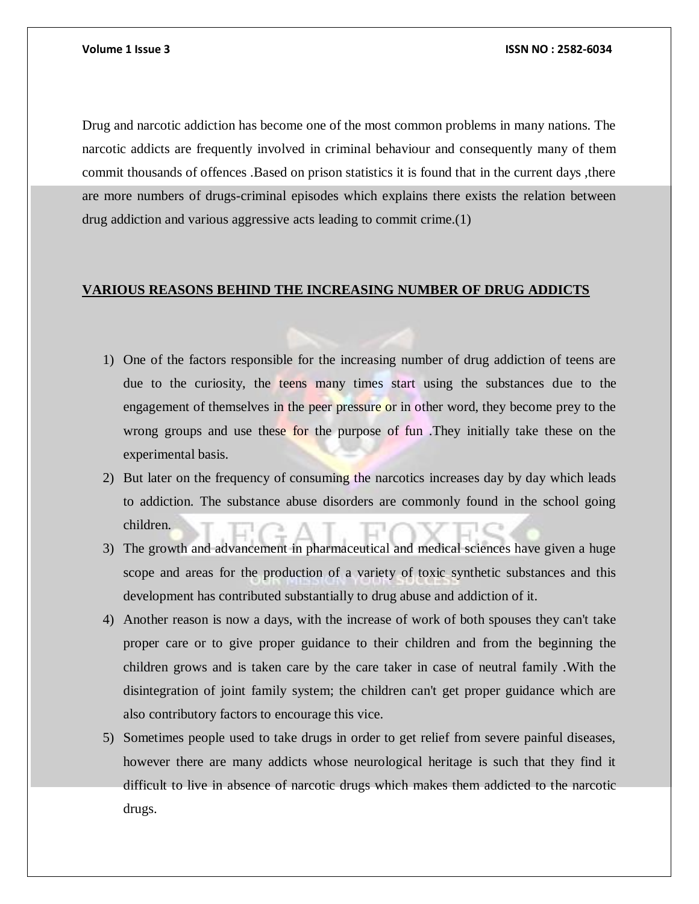Drug and narcotic addiction has become one of the most common problems in many nations. The narcotic addicts are frequently involved in criminal behaviour and consequently many of them commit thousands of offences .Based on prison statistics it is found that in the current days ,there are more numbers of drugs-criminal episodes which explains there exists the relation between drug addiction and various aggressive acts leading to commit crime.(1)

## VARIOUS REASONS BEHIND THE INCREASING NUMBER OF DRUG ADDICTS

1) One of the factors responsible for the increasing number of drug addiction of teens are due to the curiosity, the teens many times start using the substances due to the engagement of themselves in the peer pressure or in other word, they become prey to the wrong groups and use these for the purpose of fun .They initially take these on the experimental basis.
2) But later on the frequency of consuming the narcotics increases day by day which leads to addiction. The substance abuse disorders are commonly found in the school going children.
3) The growth and advancement in pharmaceutical and medical sciences have given a huge scope and areas for the production of a variety of toxic synthetic substances and this development has contributed substantially to drug abuse and addiction of it.
4) Another reason is now a days, with the increase of work of both spouses they can't take proper care or to give proper guidance to their children and from the beginning the children grows and is taken care by the care taker in case of neutral family .With the disintegration of joint family system; the children can't get proper guidance which are also contributory factors to encourage this vice.
5) Sometimes people used to take drugs in order to get relief from severe painful diseases, however there are many addicts whose neurological heritage is such that they find it difficult to live in absence of narcotic drugs which makes them addicted to the narcotic drugs.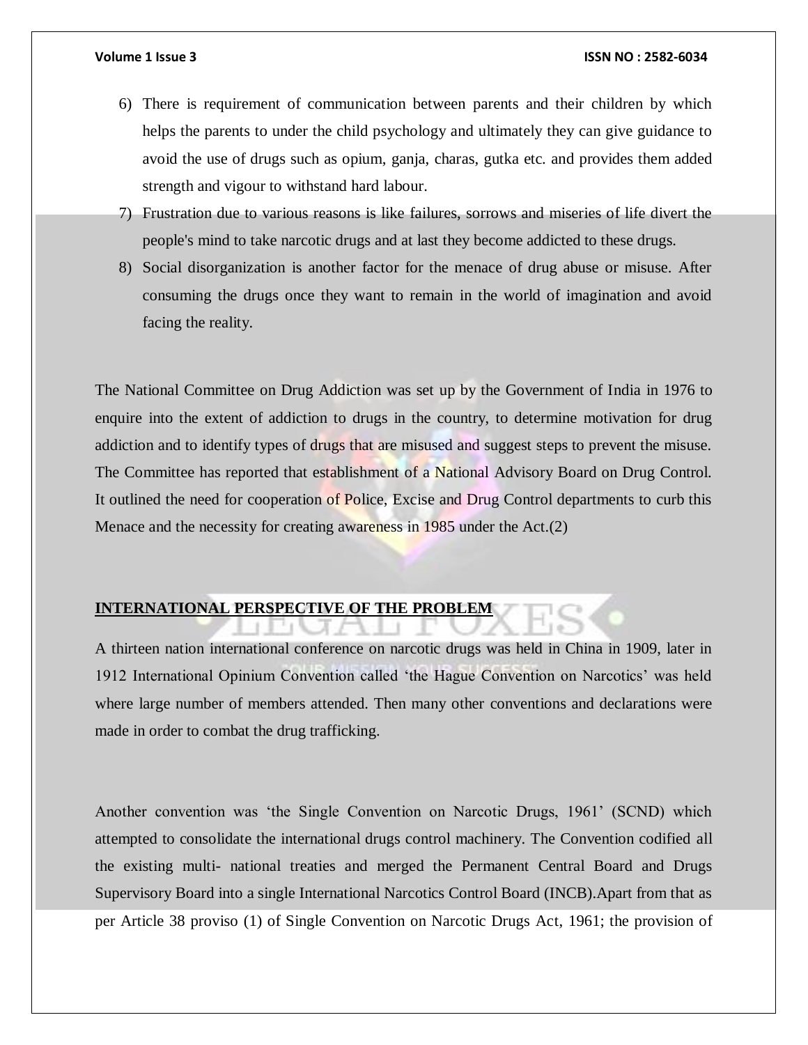6) There is requirement of communication between parents and their children by which helps the parents to under the child psychology and ultimately they can give guidance to avoid the use of drugs such as opium, ganja, charas, gutka etc. and provides them added strength and vigour to withstand hard labour.
7) Frustration due to various reasons is like failures, sorrows and miseries of life divert the people's mind to take narcotic drugs and at last they become addicted to these drugs.
8) Social disorganization is another factor for the menace of drug abuse or misuse. After consuming the drugs once they want to remain in the world of imagination and avoid facing the reality.

The National Committee on Drug Addiction was set up by the Government of India in 1976 to enquire into the extent of addiction to drugs in the country, to determine motivation for drug addiction and to identify types of drugs that are misused and suggest steps to prevent the misuse. The Committee has reported that establishment of a National Advisory Board on Drug Control. It outlined the need for cooperation of Police, Excise and Drug Control departments to curb this Menace and the necessity for creating awareness in 1985 under the Act.(2)

## INTERNATIONAL PERSPECTIVE OF THE PROBLEM

A thirteen nation international conference on narcotic drugs was held in China in 1909, later in 1912 International Opinium Convention called 'the Hague Convention on Narcotics' was held where large number of members attended. Then many other conventions and declarations were made in order to combat the drug trafficking.

Another convention was 'the Single Convention on Narcotic Drugs, 1961' (SCND) which attempted to consolidate the international drugs control machinery. The Convention codified all the existing multi- national treaties and merged the Permanent Central Board and Drugs Supervisory Board into a single International Narcotics Control Board (INCB).Apart from that as per Article 38 proviso (1) of Single Convention on Narcotic Drugs Act, 1961; the provision of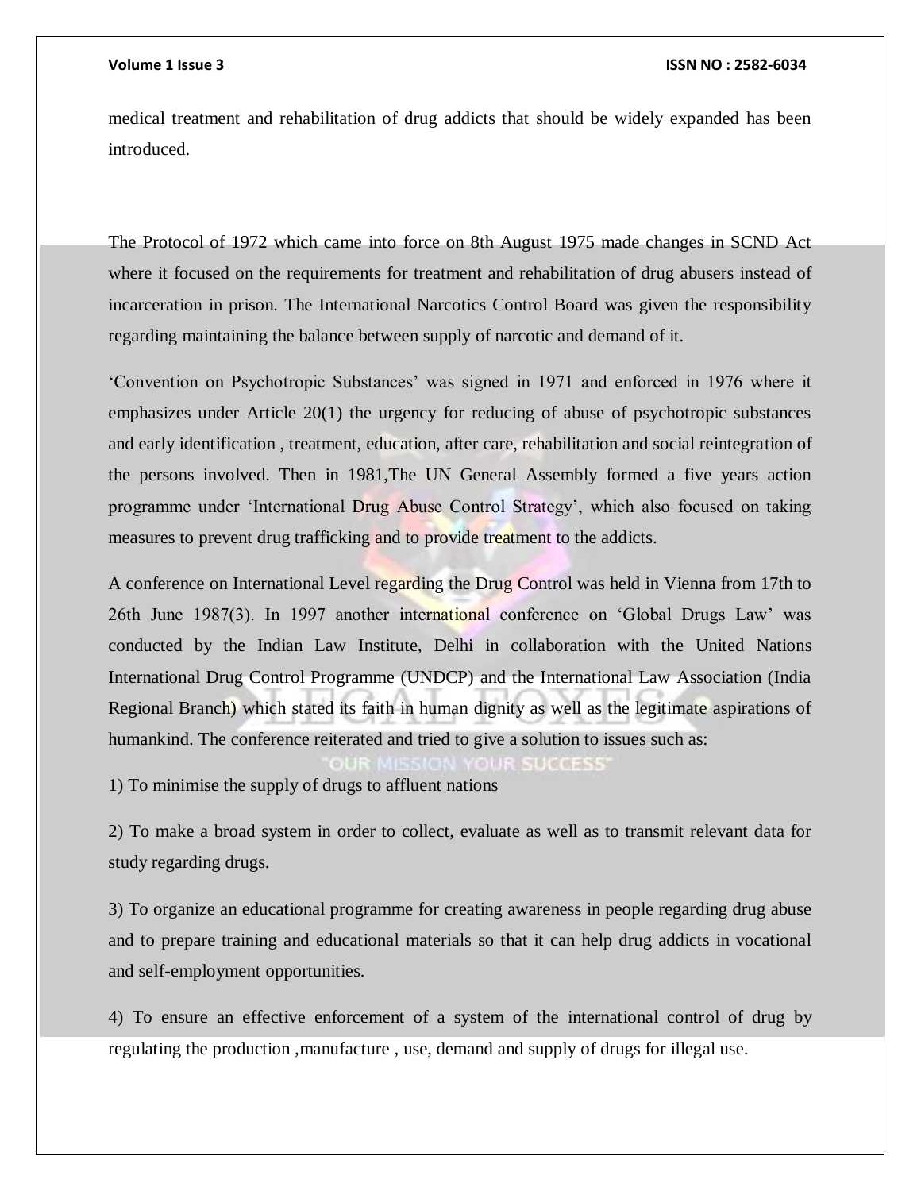medical treatment and rehabilitation of drug addicts that should be widely expanded has been introduced.

The Protocol of 1972 which came into force on 8th August 1975 made changes in SCND Act where it focused on the requirements for treatment and rehabilitation of drug abusers instead of incarceration in prison. The International Narcotics Control Board was given the responsibility regarding maintaining the balance between supply of narcotic and demand of it.

'Convention on Psychotropic Substances' was signed in 1971 and enforced in 1976 where it emphasizes under Article 20(1) the urgency for reducing of abuse of psychotropic substances and early identification , treatment, education, after care, rehabilitation and social reintegration of the persons involved. Then in 1981,The UN General Assembly formed a five years action programme under 'International Drug Abuse Control Strategy', which also focused on taking measures to prevent drug trafficking and to provide treatment to the addicts.

A conference on International Level regarding the Drug Control was held in Vienna from 17th to 26th June 1987(3). In 1997 another international conference on 'Global Drugs Law' was conducted by the Indian Law Institute, Delhi in collaboration with the United Nations International Drug Control Programme (UNDCP) and the International Law Association (India Regional Branch) which stated its faith in human dignity as well as the legitimate aspirations of humankind. The conference reiterated and tried to give a solution to issues such as:

1) To minimise the supply of drugs to affluent nations

2) To make a broad system in order to collect, evaluate as well as to transmit relevant data for study regarding drugs.

3) To organize an educational programme for creating awareness in people regarding drug abuse and to prepare training and educational materials so that it can help drug addicts in vocational and self-employment opportunities.

4) To ensure an effective enforcement of a system of the international control of drug by regulating the production ,manufacture , use, demand and supply of drugs for illegal use.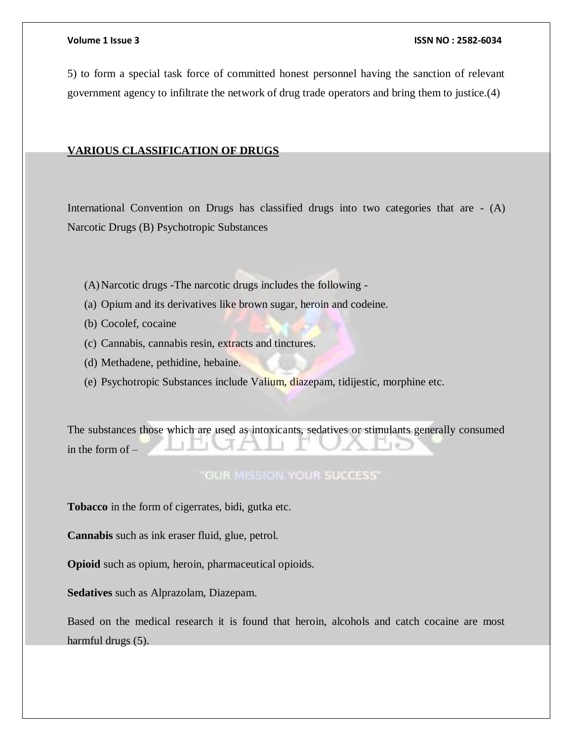5) to form a special task force of committed honest personnel having the sanction of relevant government agency to infiltrate the network of drug trade operators and bring them to justice.(4)

## VARIOUS CLASSIFICATION OF DRUGS

International Convention on Drugs has classified drugs into two categories that are - (A) Narcotic Drugs (B) Psychotropic Substances

(A) Narcotic drugs -The narcotic drugs includes the following -

(a) Opium and its derivatives like brown sugar, heroin and codeine.

(b) Cocolef, cocaine

(c) Cannabis, cannabis resin, extracts and tinctures.

(d) Methadene, pethidine, hebaine.

(e) Psychotropic Substances include Valium, diazepam, tidijestic, morphine etc.

The substances those which are used as intoxicants, sedatives or stimulants generally consumed in the form of –

**Tobacco** in the form of cigerrates, bidi, gutka etc.

**Cannabis** such as ink eraser fluid, glue, petrol.

**Opioid** such as opium, heroin, pharmaceutical opioids.

**Sedatives** such as Alprazolam, Diazepam.

Based on the medical research it is found that heroin, alcohols and catch cocaine are most harmful drugs (5).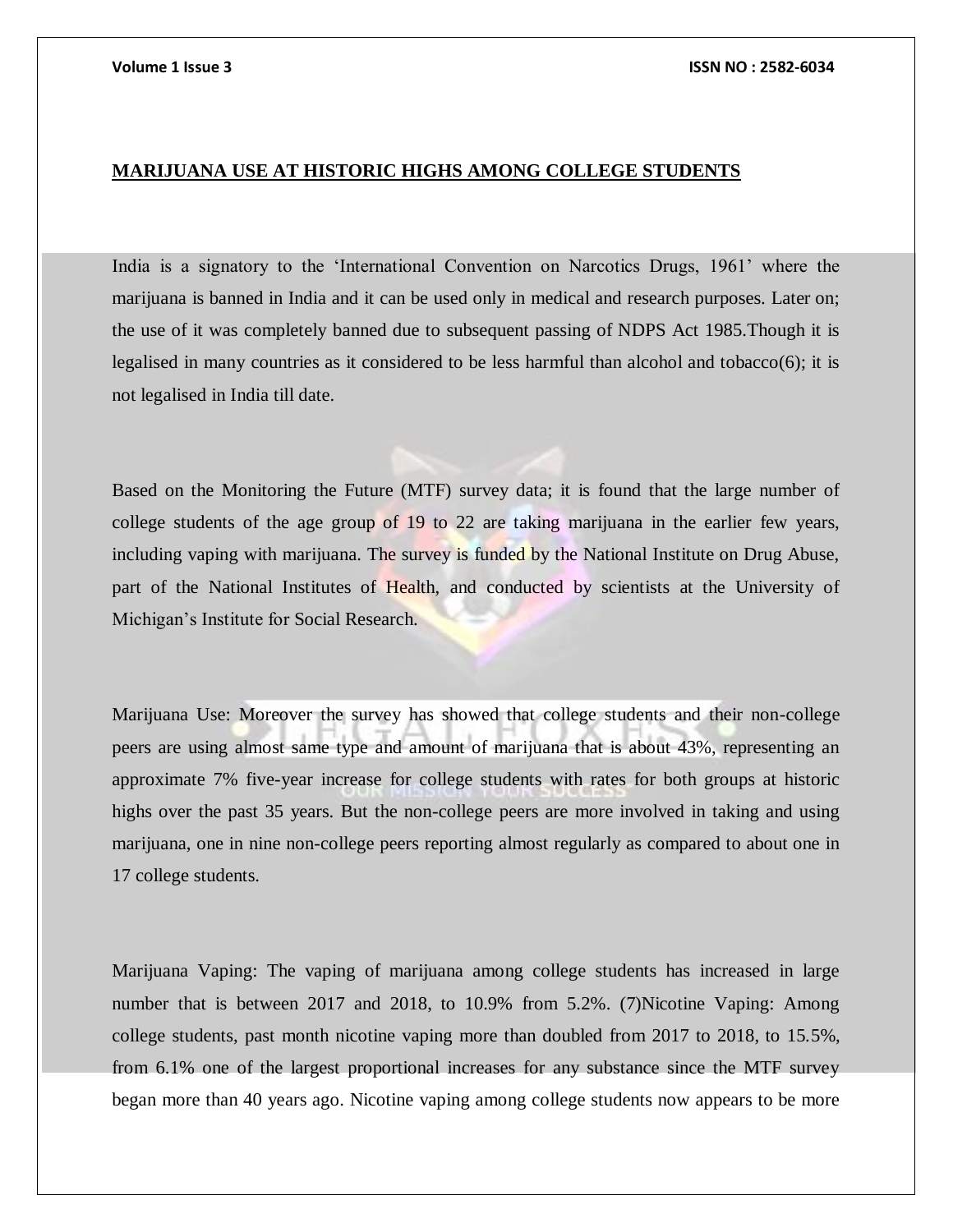## MARIJUANA USE AT HISTORIC HIGHS AMONG COLLEGE STUDENTS

India is a signatory to the 'International Convention on Narcotics Drugs, 1961' where the marijuana is banned in India and it can be used only in medical and research purposes. Later on; the use of it was completely banned due to subsequent passing of NDPS Act 1985.Though it is legalised in many countries as it considered to be less harmful than alcohol and tobacco(6); it is not legalised in India till date.

Based on the Monitoring the Future (MTF) survey data; it is found that the large number of college students of the age group of 19 to 22 are taking marijuana in the earlier few years, including vaping with marijuana. The survey is funded by the National Institute on Drug Abuse, part of the National Institutes of Health, and conducted by scientists at the University of Michigan's Institute for Social Research.

Marijuana Use: Moreover the survey has showed that college students and their non-college peers are using almost same type and amount of marijuana that is about 43%, representing an approximate 7% five-year increase for college students with rates for both groups at historic highs over the past 35 years. But the non-college peers are more involved in taking and using marijuana, one in nine non-college peers reporting almost regularly as compared to about one in 17 college students.

Marijuana Vaping: The vaping of marijuana among college students has increased in large number that is between 2017 and 2018, to 10.9% from 5.2%. (7)Nicotine Vaping: Among college students, past month nicotine vaping more than doubled from 2017 to 2018, to 15.5%, from 6.1% one of the largest proportional increases for any substance since the MTF survey began more than 40 years ago. Nicotine vaping among college students now appears to be more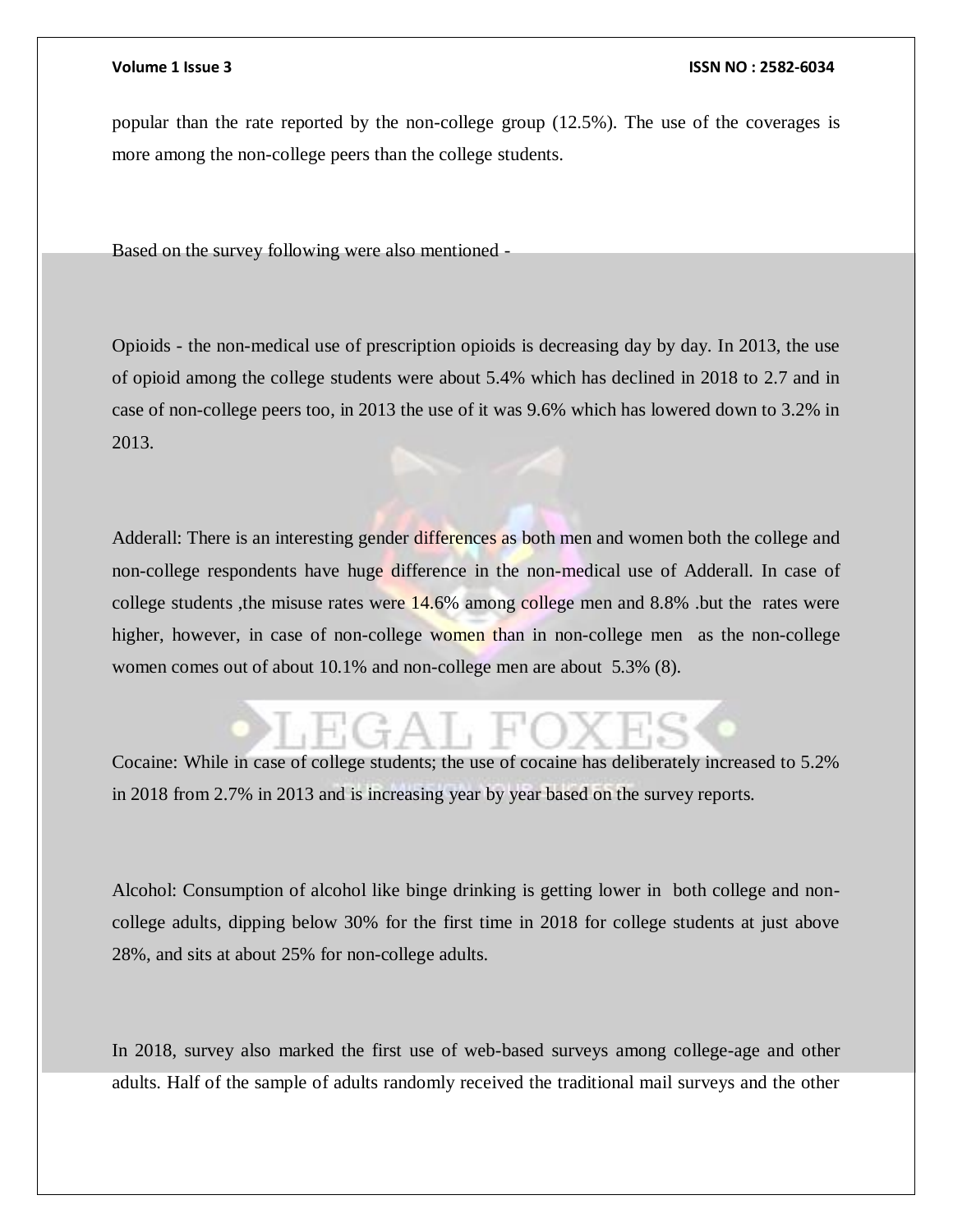popular than the rate reported by the non-college group (12.5%). The use of the coverages is more among the non-college peers than the college students.

Based on the survey following were also mentioned -

Opioids - the non-medical use of prescription opioids is decreasing day by day. In 2013, the use of opioid among the college students were about 5.4% which has declined in 2018 to 2.7 and in case of non-college peers too, in 2013 the use of it was 9.6% which has lowered down to 3.2% in 2013.

Adderall: There is an interesting gender differences as both men and women both the college and non-college respondents have huge difference in the non-medical use of Adderall. In case of college students ,the misuse rates were 14.6% among college men and 8.8% .but the rates were higher, however, in case of non-college women than in non-college men as the non-college women comes out of about 10.1% and non-college men are about 5.3% (8).

Cocaine: While in case of college students; the use of cocaine has deliberately increased to 5.2% in 2018 from 2.7% in 2013 and is increasing year by year based on the survey reports.

Alcohol: Consumption of alcohol like binge drinking is getting lower in both college and non-college adults, dipping below 30% for the first time in 2018 for college students at just above 28%, and sits at about 25% for non-college adults.

In 2018, survey also marked the first use of web-based surveys among college-age and other adults. Half of the sample of adults randomly received the traditional mail surveys and the other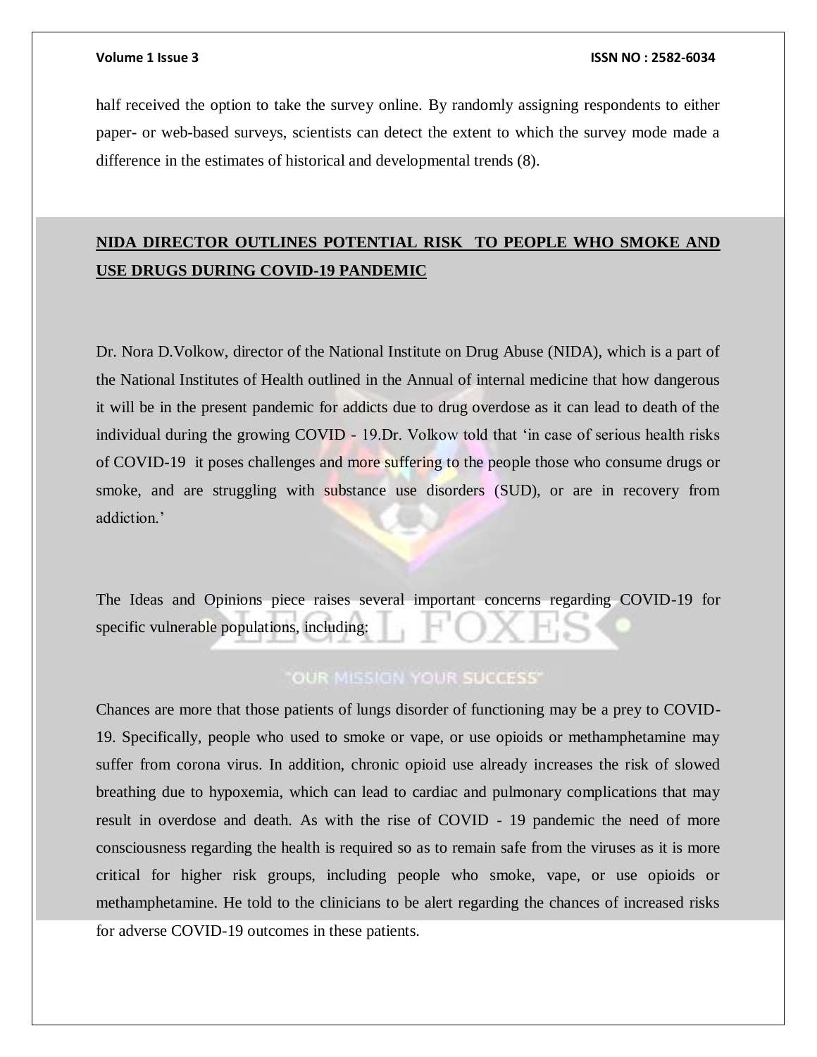half received the option to take the survey online. By randomly assigning respondents to either paper- or web-based surveys, scientists can detect the extent to which the survey mode made a difference in the estimates of historical and developmental trends (8).

## **NIDA DIRECTOR OUTLINES POTENTIAL RISK TO PEOPLE WHO SMOKE AND USE DRUGS DURING COVID-19 PANDEMIC**

Dr. Nora D.Volkow, director of the National Institute on Drug Abuse (NIDA), which is a part of the National Institutes of Health outlined in the Annual of internal medicine that how dangerous it will be in the present pandemic for addicts due to drug overdose as it can lead to death of the individual during the growing COVID - 19.Dr. Volkow told that 'in case of serious health risks of COVID-19 it poses challenges and more suffering to the people those who consume drugs or smoke, and are struggling with substance use disorders (SUD), or are in recovery from addiction.'

The Ideas and Opinions piece raises several important concerns regarding COVID-19 for specific vulnerable populations, including:

Chances are more that those patients of lungs disorder of functioning may be a prey to COVID-19. Specifically, people who used to smoke or vape, or use opioids or methamphetamine may suffer from corona virus. In addition, chronic opioid use already increases the risk of slowed breathing due to hypoxemia, which can lead to cardiac and pulmonary complications that may result in overdose and death. As with the rise of COVID - 19 pandemic the need of more consciousness regarding the health is required so as to remain safe from the viruses as it is more critical for higher risk groups, including people who smoke, vape, or use opioids or methamphetamine. He told to the clinicians to be alert regarding the chances of increased risks for adverse COVID-19 outcomes in these patients.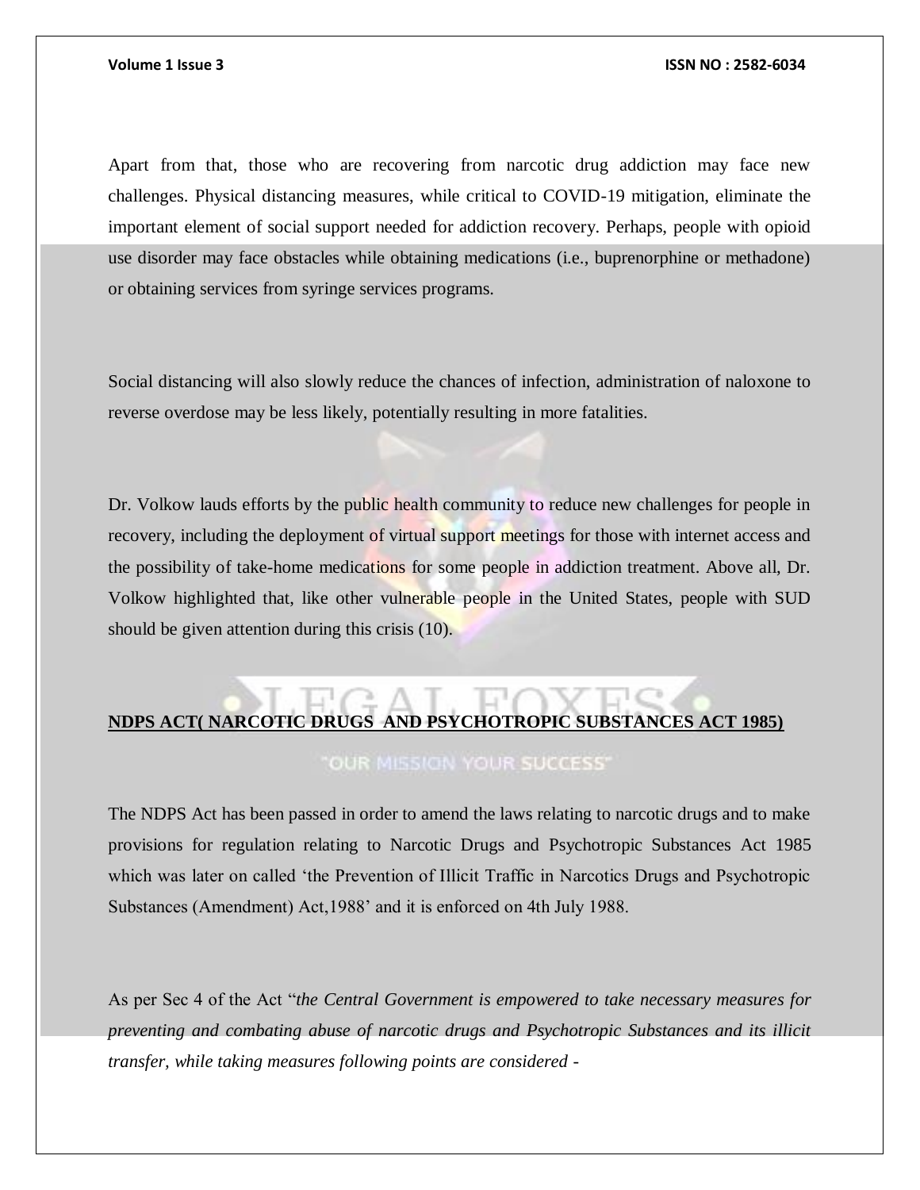Apart from that, those who are recovering from narcotic drug addiction may face new challenges. Physical distancing measures, while critical to COVID-19 mitigation, eliminate the important element of social support needed for addiction recovery. Perhaps, people with opioid use disorder may face obstacles while obtaining medications (i.e., buprenorphine or methadone) or obtaining services from syringe services programs.

Social distancing will also slowly reduce the chances of infection, administration of naloxone to reverse overdose may be less likely, potentially resulting in more fatalities.

Dr. Volkow lauds efforts by the public health community to reduce new challenges for people in recovery, including the deployment of virtual support meetings for those with internet access and the possibility of take-home medications for some people in addiction treatment. Above all, Dr. Volkow highlighted that, like other vulnerable people in the United States, people with SUD should be given attention during this crisis (10).

## **NDPS ACT( NARCOTIC DRUGS AND PSYCHOTROPIC SUBSTANCES ACT 1985)**

The NDPS Act has been passed in order to amend the laws relating to narcotic drugs and to make provisions for regulation relating to Narcotic Drugs and Psychotropic Substances Act 1985 which was later on called 'the Prevention of Illicit Traffic in Narcotics Drugs and Psychotropic Substances (Amendment) Act,1988' and it is enforced on 4th July 1988.

As per Sec 4 of the Act "*the Central Government is empowered to take necessary measures for preventing and combating abuse of narcotic drugs and Psychotropic Substances and its illicit transfer, while taking measures following points are considered -*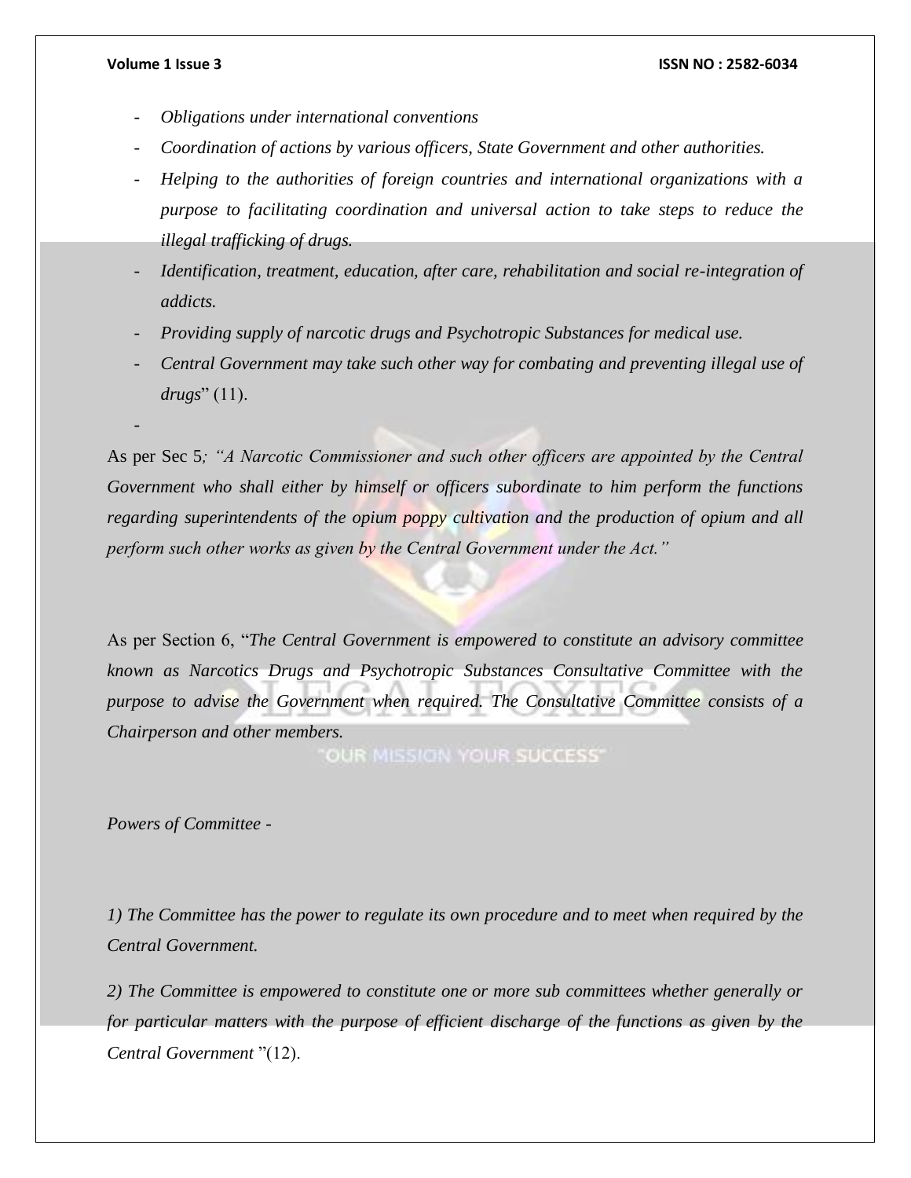- *Obligations under international conventions*
- *Coordination of actions by various officers, State Government and other authorities.*
- *Helping to the authorities of foreign countries and international organizations with a purpose to facilitating coordination and universal action to take steps to reduce the illegal trafficking of drugs.*
- *Identification, treatment, education, after care, rehabilitation and social re-integration of addicts.*
- *Providing supply of narcotic drugs and Psychotropic Substances for medical use.*
- *Central Government may take such other way for combating and preventing illegal use of drugs*" (11).

As per Sec 5*; "A Narcotic Commissioner and such other officers are appointed by the Central Government who shall either by himself or officers subordinate to him perform the functions regarding superintendents of the opium poppy cultivation and the production of opium and all perform such other works as given by the Central Government under the Act."*

As per Section 6, "*The Central Government is empowered to constitute an advisory committee known as Narcotics Drugs and Psychotropic Substances Consultative Committee with the purpose to advise the Government when required. The Consultative Committee consists of a Chairperson and other members.*

*Powers of Committee -*

*1) The Committee has the power to regulate its own procedure and to meet when required by the Central Government.*

*2) The Committee is empowered to constitute one or more sub committees whether generally or for particular matters with the purpose of efficient discharge of the functions as given by the Central Government* "(12).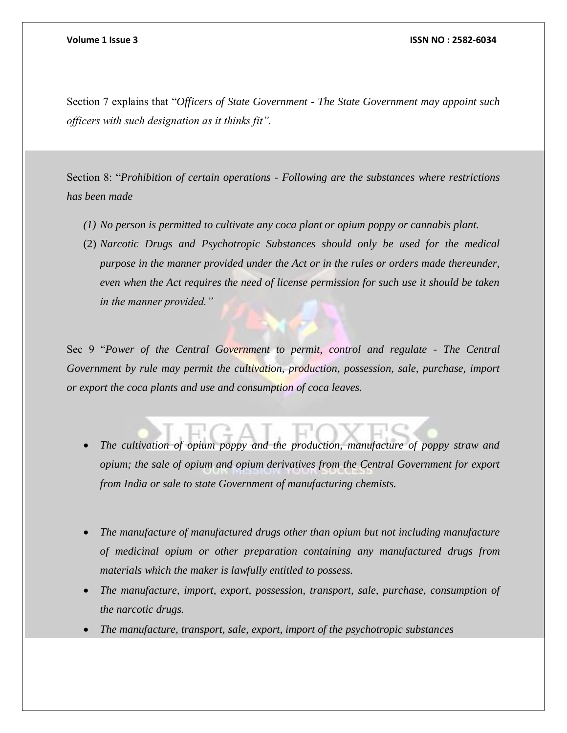Section 7 explains that "*Officers of State Government - The State Government may appoint such officers with such designation as it thinks fit".*

Section 8: "*Prohibition of certain operations - Following are the substances where restrictions has been made*

*(1) No person is permitted to cultivate any coca plant or opium poppy or cannabis plant.*

(2) *Narcotic Drugs and Psychotropic Substances should only be used for the medical purpose in the manner provided under the Act or in the rules or orders made thereunder, even when the Act requires the need of license permission for such use it should be taken in the manner provided."*

Sec 9 "*Power of the Central Government to permit, control and regulate - The Central Government by rule may permit the cultivation, production, possession, sale, purchase, import or export the coca plants and use and consumption of coca leaves.*

- *The cultivation of opium poppy and the production, manufacture of poppy straw and opium; the sale of opium and opium derivatives from the Central Government for export from India or sale to state Government of manufacturing chemists.*
- *The manufacture of manufactured drugs other than opium but not including manufacture of medicinal opium or other preparation containing any manufactured drugs from materials which the maker is lawfully entitled to possess.*
- *The manufacture, import, export, possession, transport, sale, purchase, consumption of the narcotic drugs.*
- *The manufacture, transport, sale, export, import of the psychotropic substances*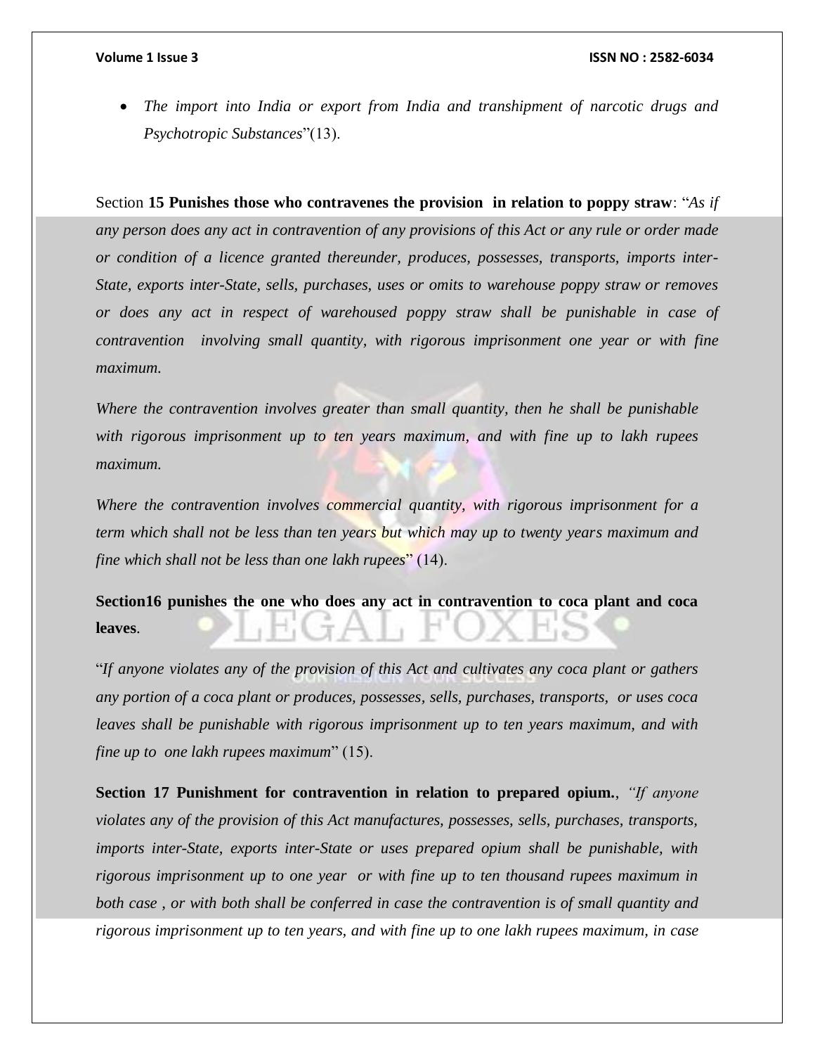- *The import into India or export from India and transhipment of narcotic drugs and Psychotropic Substances*"(13).

Section **15 Punishes those who contravenes the provision in relation to poppy straw**: "*As if any person does any act in contravention of any provisions of this Act or any rule or order made or condition of a licence granted thereunder, produces, possesses, transports, imports inter-State, exports inter-State, sells, purchases, uses or omits to warehouse poppy straw or removes or does any act in respect of warehoused poppy straw shall be punishable in case of contravention involving small quantity, with rigorous imprisonment one year or with fine maximum.*

*Where the contravention involves greater than small quantity, then he shall be punishable with rigorous imprisonment up to ten years maximum, and with fine up to lakh rupees maximum.*

*Where the contravention involves commercial quantity, with rigorous imprisonment for a term which shall not be less than ten years but which may up to twenty years maximum and fine which shall not be less than one lakh rupees*" (14).

**Section16 punishes the one who does any act in contravention to coca plant and coca leaves**.

"*If anyone violates any of the provision of this Act and cultivates any coca plant or gathers any portion of a coca plant or produces, possesses, sells, purchases, transports, or uses coca leaves shall be punishable with rigorous imprisonment up to ten years maximum, and with fine up to one lakh rupees maximum*" (15).

**Section 17 Punishment for contravention in relation to prepared opium.**, *"If anyone violates any of the provision of this Act manufactures, possesses, sells, purchases, transports, imports inter-State, exports inter-State or uses prepared opium shall be punishable, with rigorous imprisonment up to one year or with fine up to ten thousand rupees maximum in both case , or with both shall be conferred in case the contravention is of small quantity and rigorous imprisonment up to ten years, and with fine up to one lakh rupees maximum, in case*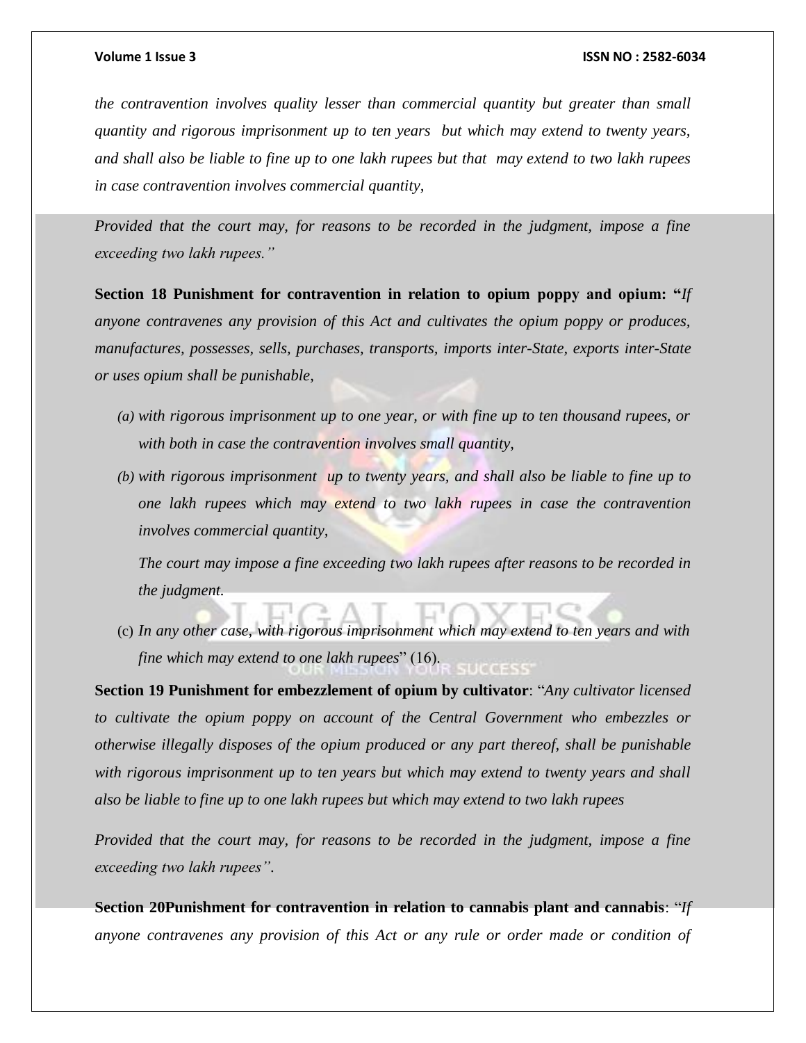*the contravention involves quality lesser than commercial quantity but greater than small quantity and rigorous imprisonment up to ten years but which may extend to twenty years, and shall also be liable to fine up to one lakh rupees but that may extend to two lakh rupees in case contravention involves commercial quantity,*

*Provided that the court may, for reasons to be recorded in the judgment, impose a fine exceeding two lakh rupees."*

**Section 18 Punishment for contravention in relation to opium poppy and opium: "***If anyone contravenes any provision of this Act and cultivates the opium poppy or produces, manufactures, possesses, sells, purchases, transports, imports inter-State, exports inter-State or uses opium shall be punishable,*

*(a) with rigorous imprisonment up to one year, or with fine up to ten thousand rupees, or with both in case the contravention involves small quantity,*

*(b) with rigorous imprisonment up to twenty years, and shall also be liable to fine up to one lakh rupees which may extend to two lakh rupees in case the contravention involves commercial quantity,*

*The court may impose a fine exceeding two lakh rupees after reasons to be recorded in the judgment.*

(c) *In any other case, with rigorous imprisonment which may extend to ten years and with fine which may extend to one lakh rupees*" (16).

**Section 19 Punishment for embezzlement of opium by cultivator**: "*Any cultivator licensed to cultivate the opium poppy on account of the Central Government who embezzles or otherwise illegally disposes of the opium produced or any part thereof, shall be punishable with rigorous imprisonment up to ten years but which may extend to twenty years and shall also be liable to fine up to one lakh rupees but which may extend to two lakh rupees*

*Provided that the court may, for reasons to be recorded in the judgment, impose a fine exceeding two lakh rupees".*

**Section 20Punishment for contravention in relation to cannabis plant and cannabis**: "*If anyone contravenes any provision of this Act or any rule or order made or condition of*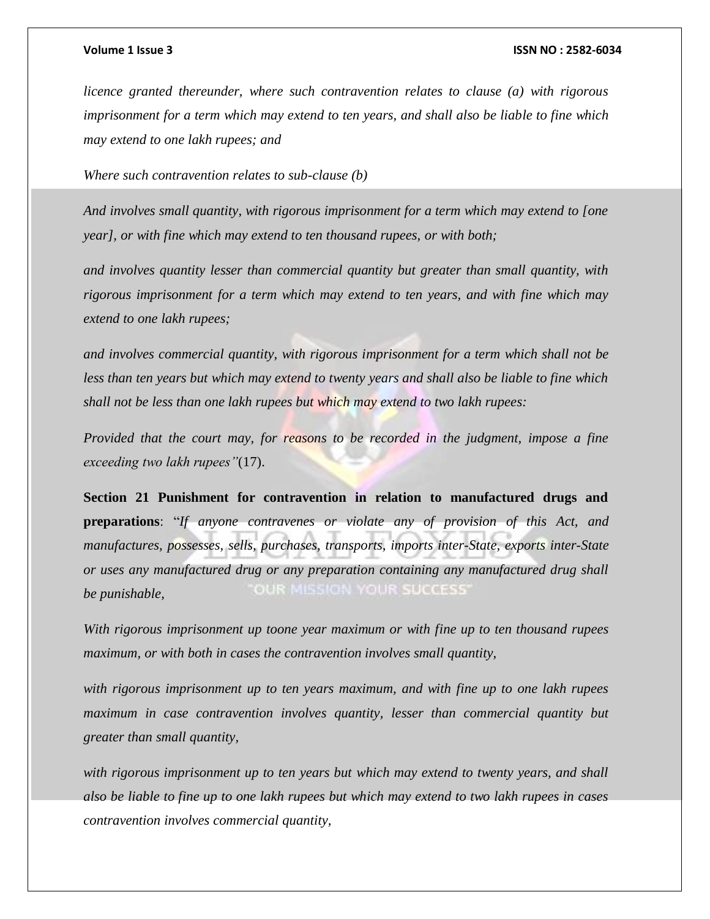*licence granted thereunder, where such contravention relates to clause (a) with rigorous imprisonment for a term which may extend to ten years, and shall also be liable to fine which may extend to one lakh rupees; and*

*Where such contravention relates to sub-clause (b)*

*And involves small quantity, with rigorous imprisonment for a term which may extend to [one year], or with fine which may extend to ten thousand rupees, or with both;*

*and involves quantity lesser than commercial quantity but greater than small quantity, with rigorous imprisonment for a term which may extend to ten years, and with fine which may extend to one lakh rupees;*

*and involves commercial quantity, with rigorous imprisonment for a term which shall not be less than ten years but which may extend to twenty years and shall also be liable to fine which shall not be less than one lakh rupees but which may extend to two lakh rupees:*

*Provided that the court may, for reasons to be recorded in the judgment, impose a fine exceeding two lakh rupees"*(17).

**Section 21 Punishment for contravention in relation to manufactured drugs and preparations**: "*If anyone contravenes or violate any of provision of this Act, and manufactures, possesses, sells, purchases, transports, imports inter-State, exports inter-State or uses any manufactured drug or any preparation containing any manufactured drug shall be punishable,*

*With rigorous imprisonment up toone year maximum or with fine up to ten thousand rupees maximum, or with both in cases the contravention involves small quantity,*

*with rigorous imprisonment up to ten years maximum, and with fine up to one lakh rupees maximum in case contravention involves quantity, lesser than commercial quantity but greater than small quantity,*

*with rigorous imprisonment up to ten years but which may extend to twenty years, and shall also be liable to fine up to one lakh rupees but which may extend to two lakh rupees in cases contravention involves commercial quantity,*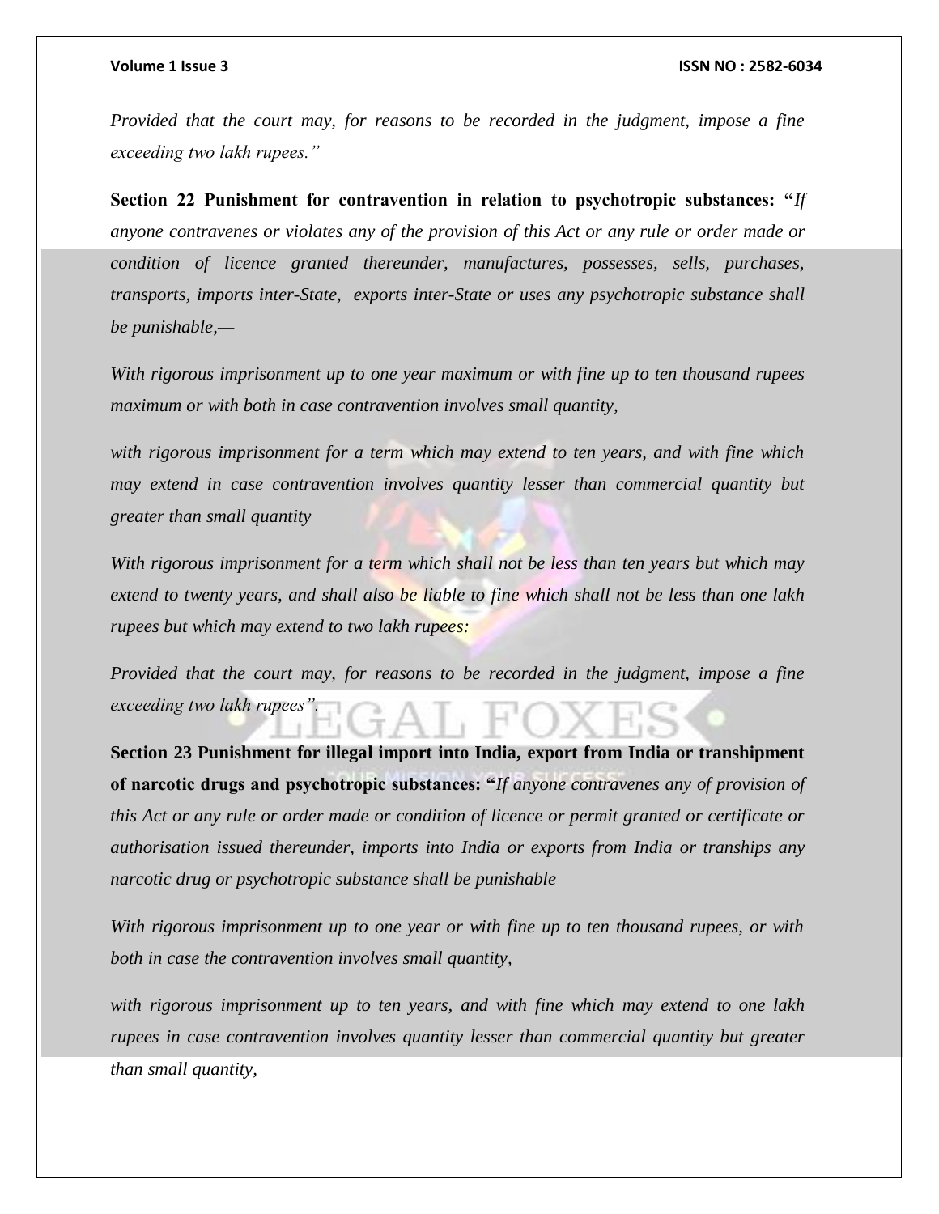*Provided that the court may, for reasons to be recorded in the judgment, impose a fine exceeding two lakh rupees."*

**Section 22 Punishment for contravention in relation to psychotropic substances: "***If anyone contravenes or violates any of the provision of this Act or any rule or order made or condition of licence granted thereunder, manufactures, possesses, sells, purchases, transports, imports inter-State, exports inter-State or uses any psychotropic substance shall be punishable,—*

*With rigorous imprisonment up to one year maximum or with fine up to ten thousand rupees maximum or with both in case contravention involves small quantity,*

*with rigorous imprisonment for a term which may extend to ten years, and with fine which may extend in case contravention involves quantity lesser than commercial quantity but greater than small quantity*

*With rigorous imprisonment for a term which shall not be less than ten years but which may extend to twenty years, and shall also be liable to fine which shall not be less than one lakh rupees but which may extend to two lakh rupees:*

*Provided that the court may, for reasons to be recorded in the judgment, impose a fine exceeding two lakh rupees".*

**Section 23 Punishment for illegal import into India, export from India or transhipment of narcotic drugs and psychotropic substances: "***If anyone contravenes any of provision of this Act or any rule or order made or condition of licence or permit granted or certificate or authorisation issued thereunder, imports into India or exports from India or tranships any narcotic drug or psychotropic substance shall be punishable*

*With rigorous imprisonment up to one year or with fine up to ten thousand rupees, or with both in case the contravention involves small quantity,*

*with rigorous imprisonment up to ten years, and with fine which may extend to one lakh rupees in case contravention involves quantity lesser than commercial quantity but greater than small quantity,*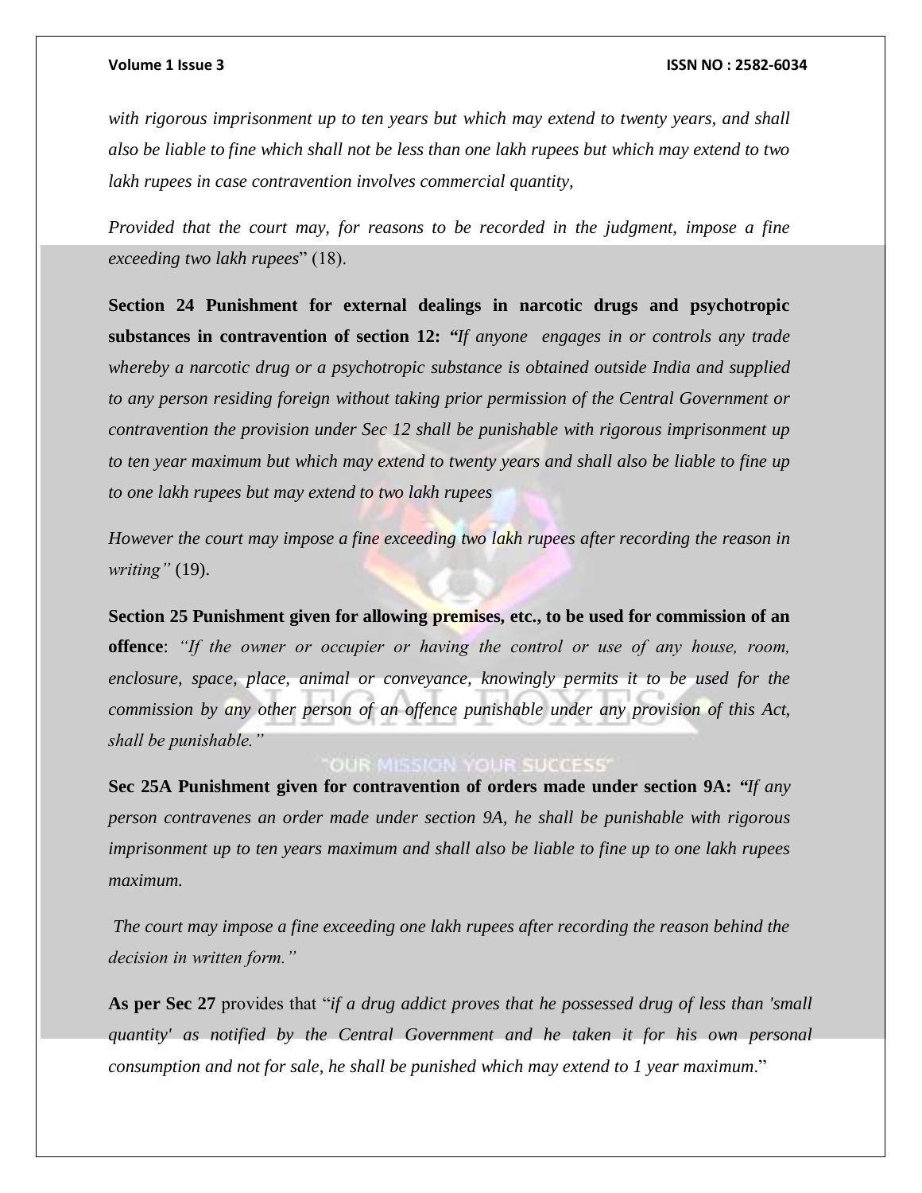*with rigorous imprisonment up to ten years but which may extend to twenty years, and shall also be liable to fine which shall not be less than one lakh rupees but which may extend to two lakh rupees in case contravention involves commercial quantity,*

*Provided that the court may, for reasons to be recorded in the judgment, impose a fine exceeding two lakh rupees*" (18).

**Section 24 Punishment for external dealings in narcotic drugs and psychotropic substances in contravention of section 12:** *"If anyone engages in or controls any trade whereby a narcotic drug or a psychotropic substance is obtained outside India and supplied to any person residing foreign without taking prior permission of the Central Government or contravention the provision under Sec 12 shall be punishable with rigorous imprisonment up to ten year maximum but which may extend to twenty years and shall also be liable to fine up to one lakh rupees but may extend to two lakh rupees*

*However the court may impose a fine exceeding two lakh rupees after recording the reason in writing"* (19).

**Section 25 Punishment given for allowing premises, etc., to be used for commission of an offence**: *"If the owner or occupier or having the control or use of any house, room, enclosure, space, place, animal or conveyance, knowingly permits it to be used for the commission by any other person of an offence punishable under any provision of this Act, shall be punishable."*

**Sec 25A Punishment given for contravention of orders made under section 9A:** *"If any person contravenes an order made under section 9A, he shall be punishable with rigorous imprisonment up to ten years maximum and shall also be liable to fine up to one lakh rupees maximum.*

*The court may impose a fine exceeding one lakh rupees after recording the reason behind the decision in written form."*

**As per Sec 27** provides that "*if a drug addict proves that he possessed drug of less than 'small quantity' as notified by the Central Government and he taken it for his own personal consumption and not for sale, he shall be punished which may extend to 1 year maximum*."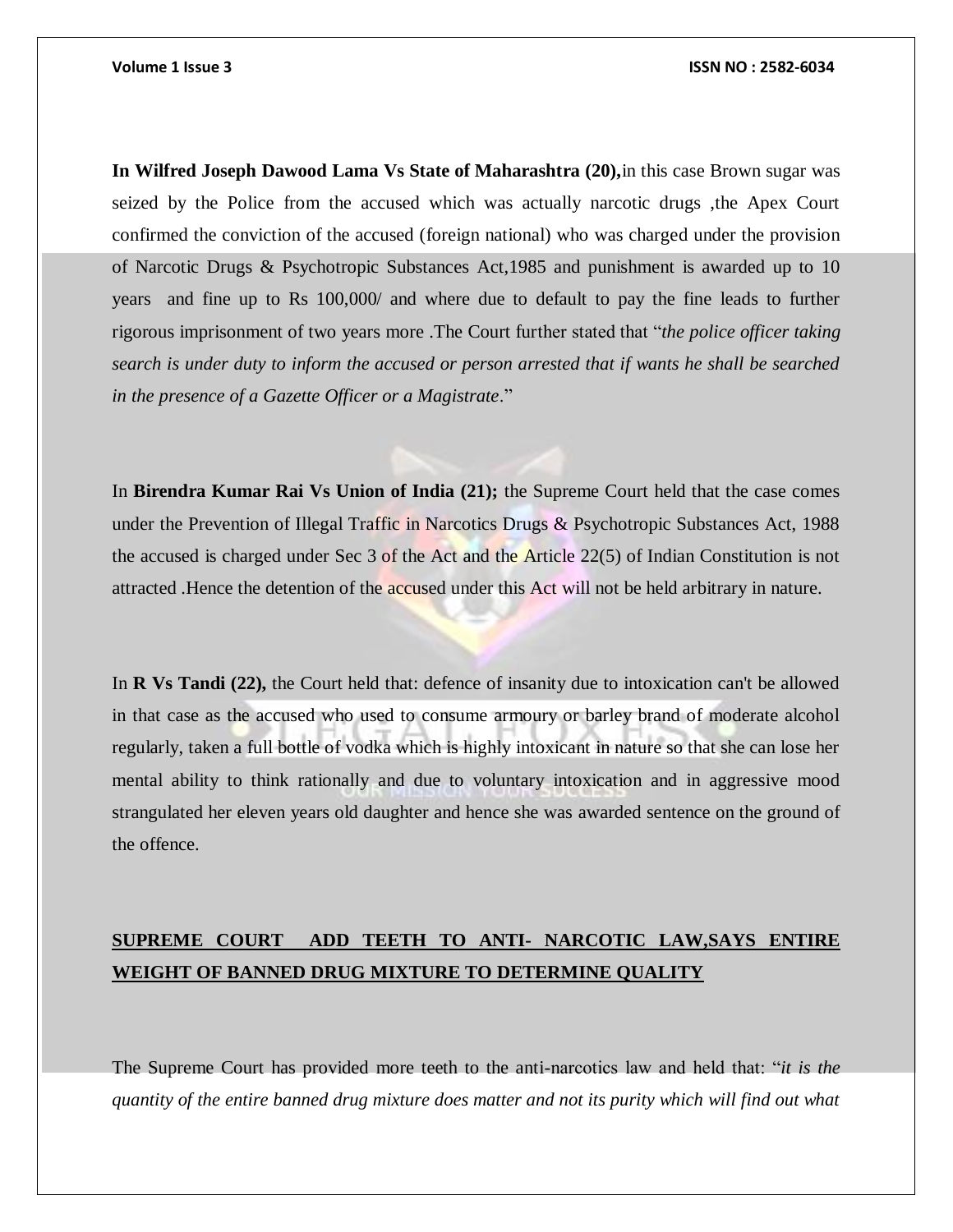**In Wilfred Joseph Dawood Lama Vs State of Maharashtra (20),**in this case Brown sugar was seized by the Police from the accused which was actually narcotic drugs ,the Apex Court confirmed the conviction of the accused (foreign national) who was charged under the provision of Narcotic Drugs & Psychotropic Substances Act,1985 and punishment is awarded up to 10 years and fine up to Rs 100,000/ and where due to default to pay the fine leads to further rigorous imprisonment of two years more .The Court further stated that "*the police officer taking search is under duty to inform the accused or person arrested that if wants he shall be searched in the presence of a Gazette Officer or a Magistrate*."

In **Birendra Kumar Rai Vs Union of India (21);** the Supreme Court held that the case comes under the Prevention of Illegal Traffic in Narcotics Drugs & Psychotropic Substances Act, 1988 the accused is charged under Sec 3 of the Act and the Article 22(5) of Indian Constitution is not attracted .Hence the detention of the accused under this Act will not be held arbitrary in nature.

In **R Vs Tandi (22),** the Court held that: defence of insanity due to intoxication can't be allowed in that case as the accused who used to consume armoury or barley brand of moderate alcohol regularly, taken a full bottle of vodka which is highly intoxicant in nature so that she can lose her mental ability to think rationally and due to voluntary intoxication and in aggressive mood strangulated her eleven years old daughter and hence she was awarded sentence on the ground of the offence.

## **SUPREME COURT ADD TEETH TO ANTI- NARCOTIC LAW,SAYS ENTIRE WEIGHT OF BANNED DRUG MIXTURE TO DETERMINE QUALITY**

The Supreme Court has provided more teeth to the anti-narcotics law and held that: "*it is the quantity of the entire banned drug mixture does matter and not its purity which will find out what*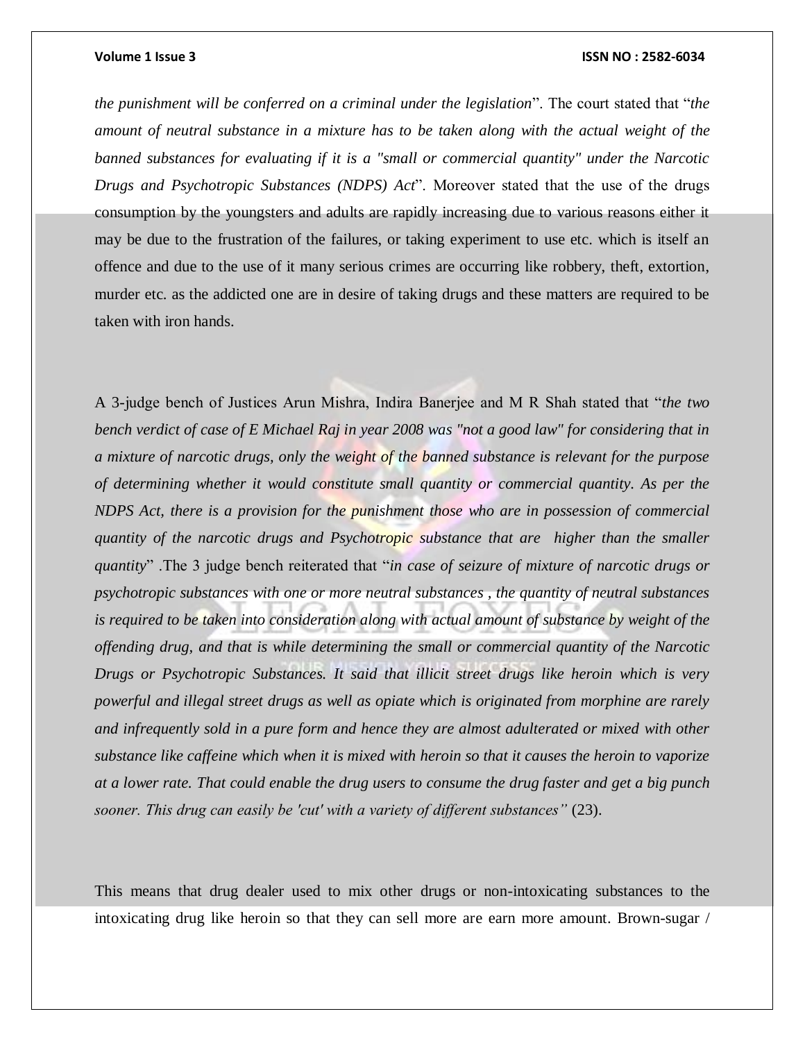*the punishment will be conferred on a criminal under the legislation*". The court stated that "*the amount of neutral substance in a mixture has to be taken along with the actual weight of the banned substances for evaluating if it is a "small or commercial quantity" under the Narcotic Drugs and Psychotropic Substances (NDPS) Act*". Moreover stated that the use of the drugs consumption by the youngsters and adults are rapidly increasing due to various reasons either it may be due to the frustration of the failures, or taking experiment to use etc. which is itself an offence and due to the use of it many serious crimes are occurring like robbery, theft, extortion, murder etc. as the addicted one are in desire of taking drugs and these matters are required to be taken with iron hands.

A 3-judge bench of Justices Arun Mishra, Indira Banerjee and M R Shah stated that "*the two bench verdict of case of E Michael Raj in year 2008 was "not a good law" for considering that in a mixture of narcotic drugs, only the weight of the banned substance is relevant for the purpose of determining whether it would constitute small quantity or commercial quantity. As per the NDPS Act, there is a provision for the punishment those who are in possession of commercial quantity of the narcotic drugs and Psychotropic substance that are higher than the smaller quantity*" .The 3 judge bench reiterated that "*in case of seizure of mixture of narcotic drugs or psychotropic substances with one or more neutral substances , the quantity of neutral substances is required to be taken into consideration along with actual amount of substance by weight of the offending drug, and that is while determining the small or commercial quantity of the Narcotic Drugs or Psychotropic Substances. It said that illicit street drugs like heroin which is very powerful and illegal street drugs as well as opiate which is originated from morphine are rarely and infrequently sold in a pure form and hence they are almost adulterated or mixed with other substance like caffeine which when it is mixed with heroin so that it causes the heroin to vaporize at a lower rate. That could enable the drug users to consume the drug faster and get a big punch sooner. This drug can easily be 'cut' with a variety of different substances"* (23).

This means that drug dealer used to mix other drugs or non-intoxicating substances to the intoxicating drug like heroin so that they can sell more are earn more amount. Brown-sugar /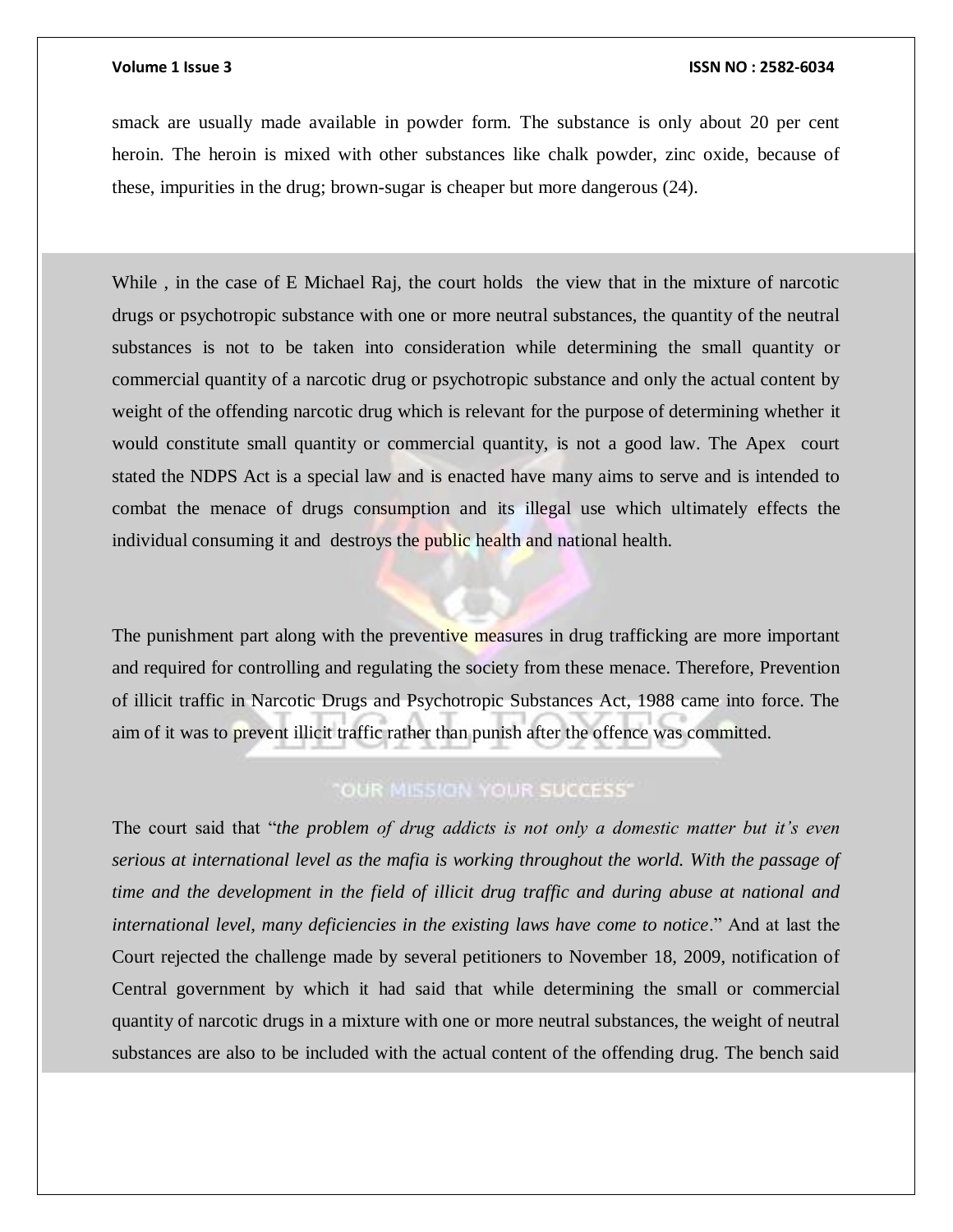smack are usually made available in powder form. The substance is only about 20 per cent heroin. The heroin is mixed with other substances like chalk powder, zinc oxide, because of these, impurities in the drug; brown-sugar is cheaper but more dangerous (24).

While , in the case of E Michael Raj, the court holds the view that in the mixture of narcotic drugs or psychotropic substance with one or more neutral substances, the quantity of the neutral substances is not to be taken into consideration while determining the small quantity or commercial quantity of a narcotic drug or psychotropic substance and only the actual content by weight of the offending narcotic drug which is relevant for the purpose of determining whether it would constitute small quantity or commercial quantity, is not a good law. The Apex court stated the NDPS Act is a special law and is enacted have many aims to serve and is intended to combat the menace of drugs consumption and its illegal use which ultimately effects the individual consuming it and destroys the public health and national health.

The punishment part along with the preventive measures in drug trafficking are more important and required for controlling and regulating the society from these menace. Therefore, Prevention of illicit traffic in Narcotic Drugs and Psychotropic Substances Act, 1988 came into force. The aim of it was to prevent illicit traffic rather than punish after the offence was committed.

The court said that "*the problem of drug addicts is not only a domestic matter but it's even serious at international level as the mafia is working throughout the world. With the passage of time and the development in the field of illicit drug traffic and during abuse at national and international level, many deficiencies in the existing laws have come to notice*." And at last the Court rejected the challenge made by several petitioners to November 18, 2009, notification of Central government by which it had said that while determining the small or commercial quantity of narcotic drugs in a mixture with one or more neutral substances, the weight of neutral substances are also to be included with the actual content of the offending drug. The bench said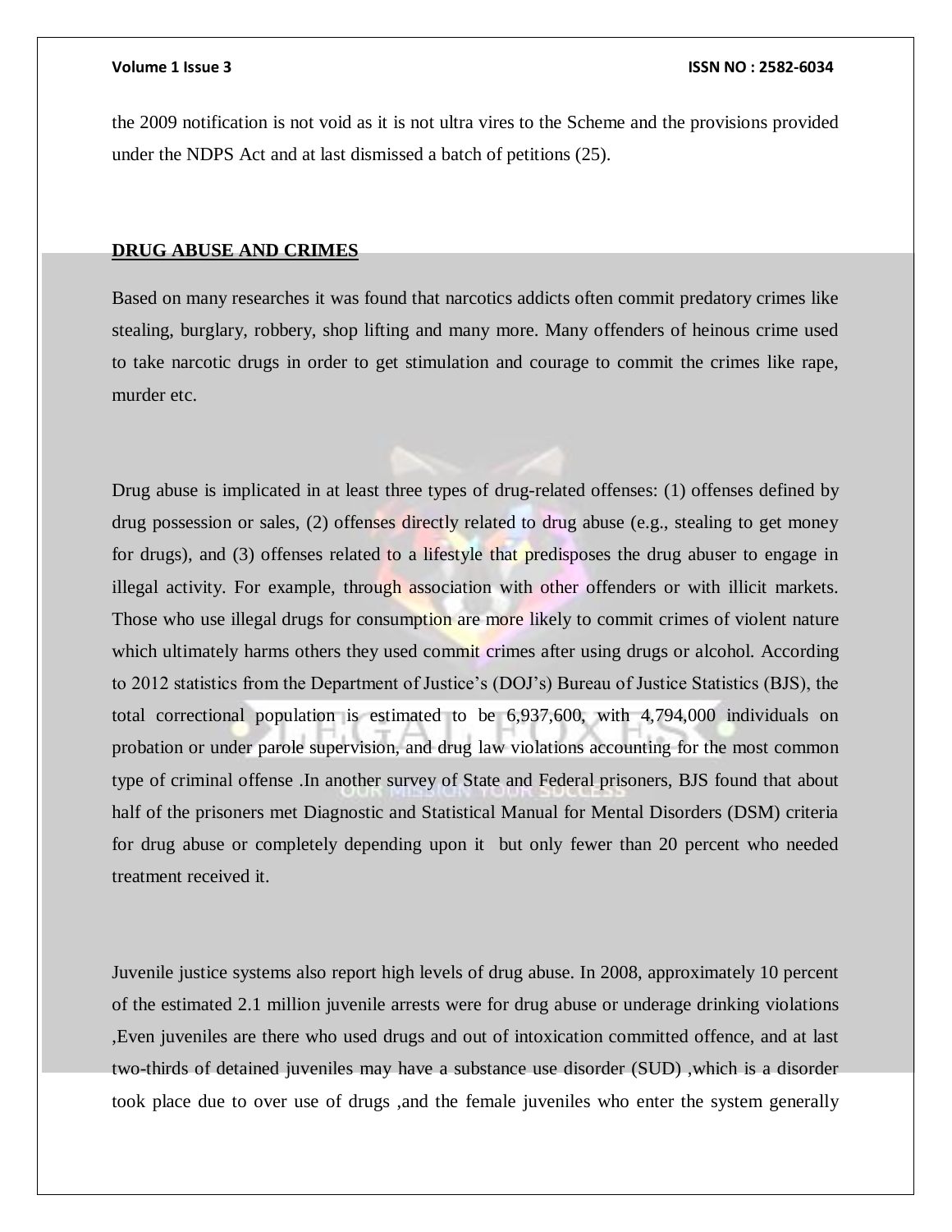the 2009 notification is not void as it is not ultra vires to the Scheme and the provisions provided under the NDPS Act and at last dismissed a batch of petitions (25).

**DRUG ABUSE AND CRIMES**

Based on many researches it was found that narcotics addicts often commit predatory crimes like stealing, burglary, robbery, shop lifting and many more. Many offenders of heinous crime used to take narcotic drugs in order to get stimulation and courage to commit the crimes like rape, murder etc.

Drug abuse is implicated in at least three types of drug-related offenses: (1) offenses defined by drug possession or sales, (2) offenses directly related to drug abuse (e.g., stealing to get money for drugs), and (3) offenses related to a lifestyle that predisposes the drug abuser to engage in illegal activity. For example, through association with other offenders or with illicit markets. Those who use illegal drugs for consumption are more likely to commit crimes of violent nature which ultimately harms others they used commit crimes after using drugs or alcohol. According to 2012 statistics from the Department of Justice's (DOJ's) Bureau of Justice Statistics (BJS), the total correctional population is estimated to be 6,937,600, with 4,794,000 individuals on probation or under parole supervision, and drug law violations accounting for the most common type of criminal offense .In another survey of State and Federal prisoners, BJS found that about half of the prisoners met Diagnostic and Statistical Manual for Mental Disorders (DSM) criteria for drug abuse or completely depending upon it but only fewer than 20 percent who needed treatment received it.

Juvenile justice systems also report high levels of drug abuse. In 2008, approximately 10 percent of the estimated 2.1 million juvenile arrests were for drug abuse or underage drinking violations ,Even juveniles are there who used drugs and out of intoxication committed offence, and at last two-thirds of detained juveniles may have a substance use disorder (SUD) ,which is a disorder took place due to over use of drugs ,and the female juveniles who enter the system generally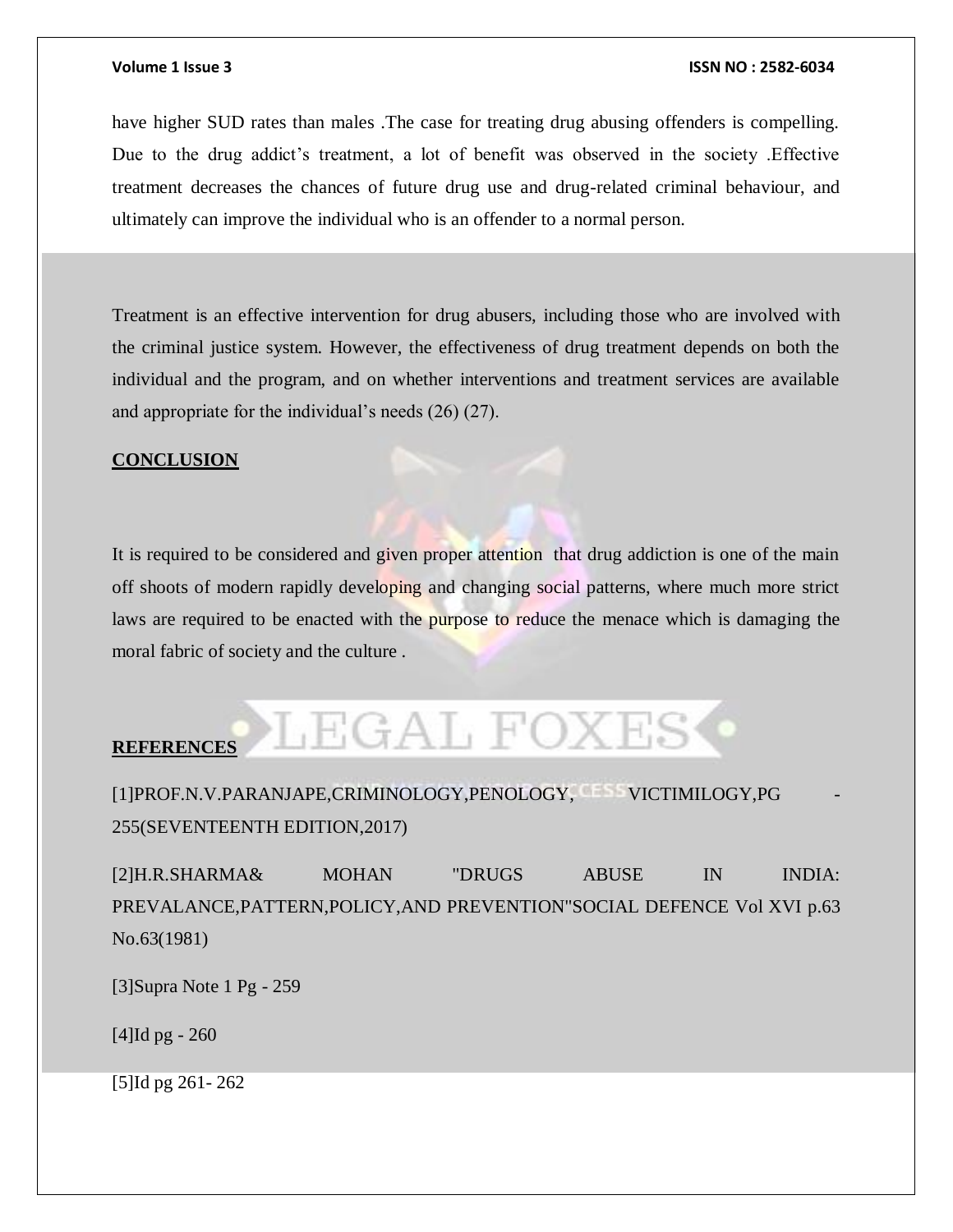have higher SUD rates than males .The case for treating drug abusing offenders is compelling. Due to the drug addict's treatment, a lot of benefit was observed in the society .Effective treatment decreases the chances of future drug use and drug-related criminal behaviour, and ultimately can improve the individual who is an offender to a normal person.

Treatment is an effective intervention for drug abusers, including those who are involved with the criminal justice system. However, the effectiveness of drug treatment depends on both the individual and the program, and on whether interventions and treatment services are available and appropriate for the individual's needs (26) (27).

## CONCLUSION

It is required to be considered and given proper attention that drug addiction is one of the main off shoots of modern rapidly developing and changing social patterns, where much more strict laws are required to be enacted with the purpose to reduce the menace which is damaging the moral fabric of society and the culture .

## REFERENCES

[1]PROF.N.V.PARANJAPE,CRIMINOLOGY,PENOLOGY, VICTIMILOGY,PG - 255(SEVENTEENTH EDITION,2017)

[2]H.R.SHARMA& MOHAN "DRUGS ABUSE IN INDIA: PREVALANCE,PATTERN,POLICY,AND PREVENTION"SOCIAL DEFENCE Vol XVI p.63 No.63(1981)

[3]Supra Note 1 Pg - 259

[4]Id pg - 260

[5]Id pg 261- 262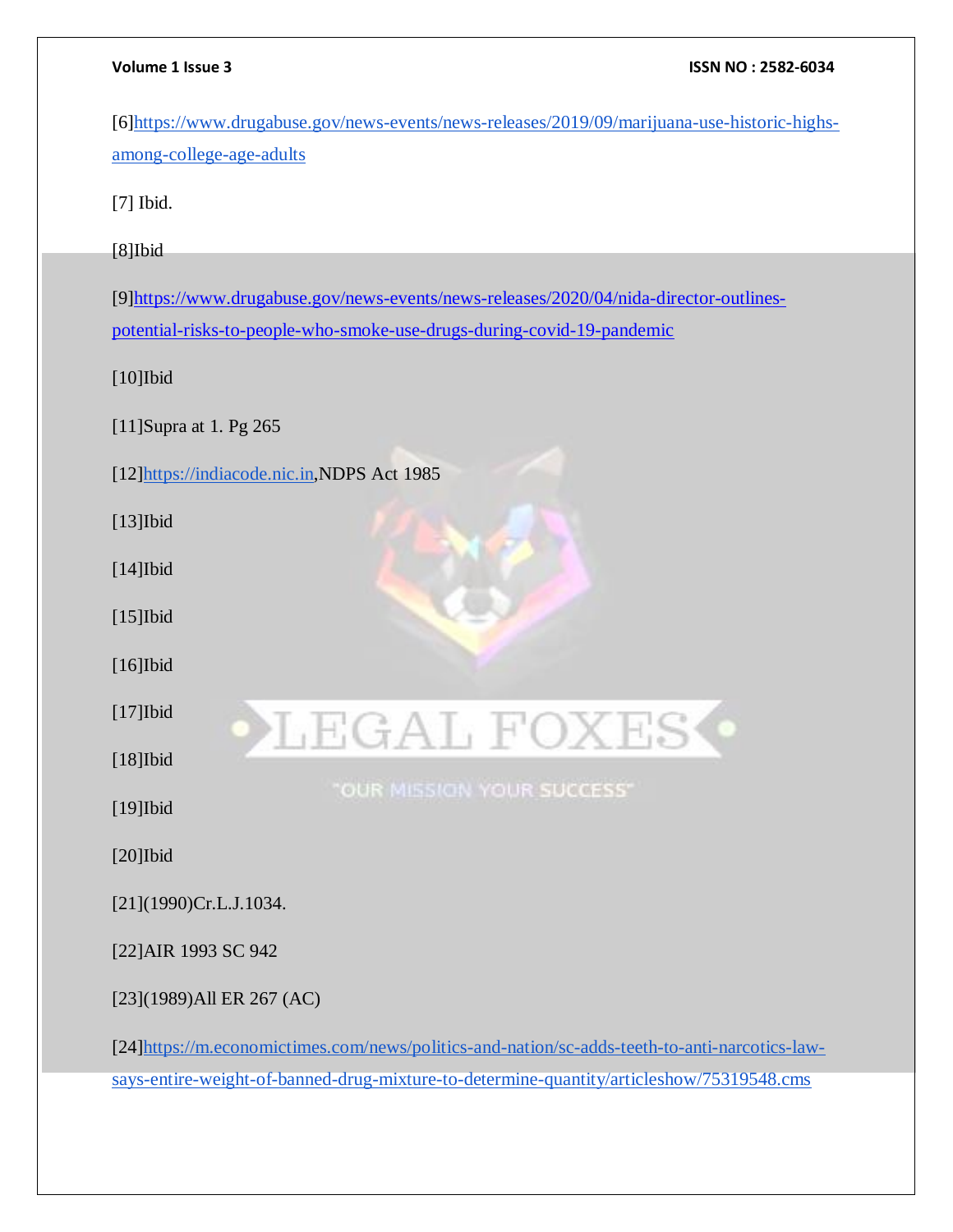[6]https://www.drugabuse.gov/news-events/news-releases/2019/09/marijuana-use-historic-highs-among-college-age-adults

[7] Ibid.

[8]Ibid

[9]https://www.drugabuse.gov/news-events/news-releases/2020/04/nida-director-outlines-potential-risks-to-people-who-smoke-use-drugs-during-covid-19-pandemic

[10]Ibid

[11]Supra at 1. Pg 265

[12]https://indiacode.nic.in,NDPS Act 1985

[13]Ibid

[14]Ibid

[15]Ibid

[16]Ibid

[17]Ibid

[18]Ibid

[19]Ibid

[20]Ibid

[21](1990)Cr.L.J.1034.

[22]AIR 1993 SC 942

[23](1989)All ER 267 (AC)

[24]https://m.economictimes.com/news/politics-and-nation/sc-adds-teeth-to-anti-narcotics-law-says-entire-weight-of-banned-drug-mixture-to-determine-quantity/articleshow/75319548.cms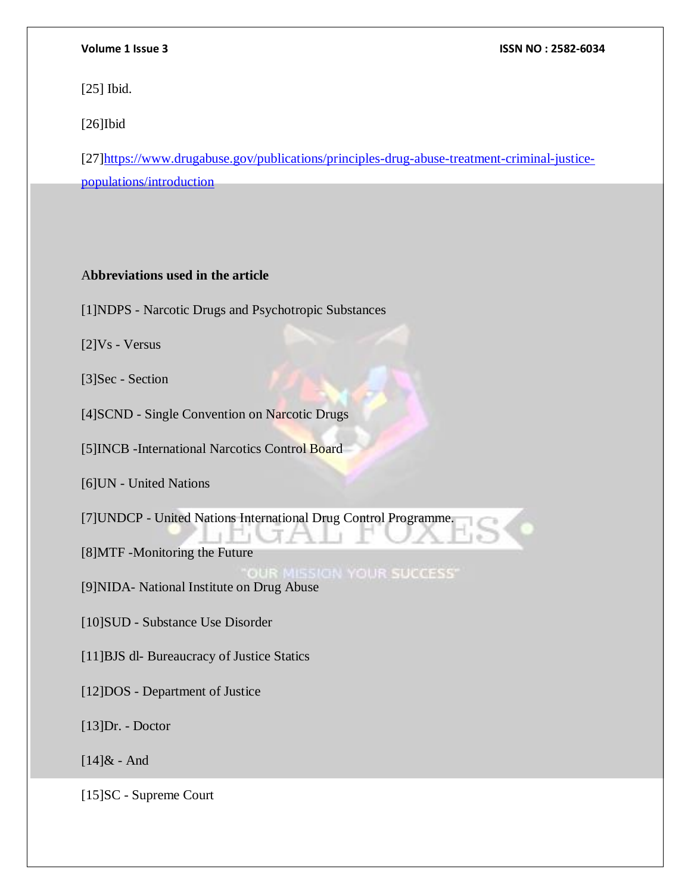[25] Ibid.

[26]Ibid

[27][https://www.drugabuse.gov/publications/principles-drug-abuse-treatment-criminal-justice-populations/introduction](https://www.drugabuse.gov/publications/principles-drug-abuse-treatment-criminal-justice-populations/introduction)

**Abbreviations used in the article**

[1]NDPS - Narcotic Drugs and Psychotropic Substances

[2]Vs - Versus

[3]Sec - Section

[4]SCND - Single Convention on Narcotic Drugs

[5]INCB -International Narcotics Control Board

[6]UN - United Nations

[7]UNDCP - United Nations International Drug Control Programme.

[8]MTF -Monitoring the Future

[9]NIDA- National Institute on Drug Abuse

[10]SUD - Substance Use Disorder

[11]BJS dl- Bureaucracy of Justice Statics

[12]DOS - Department of Justice

[13]Dr. - Doctor

[14]& - And

[15]SC - Supreme Court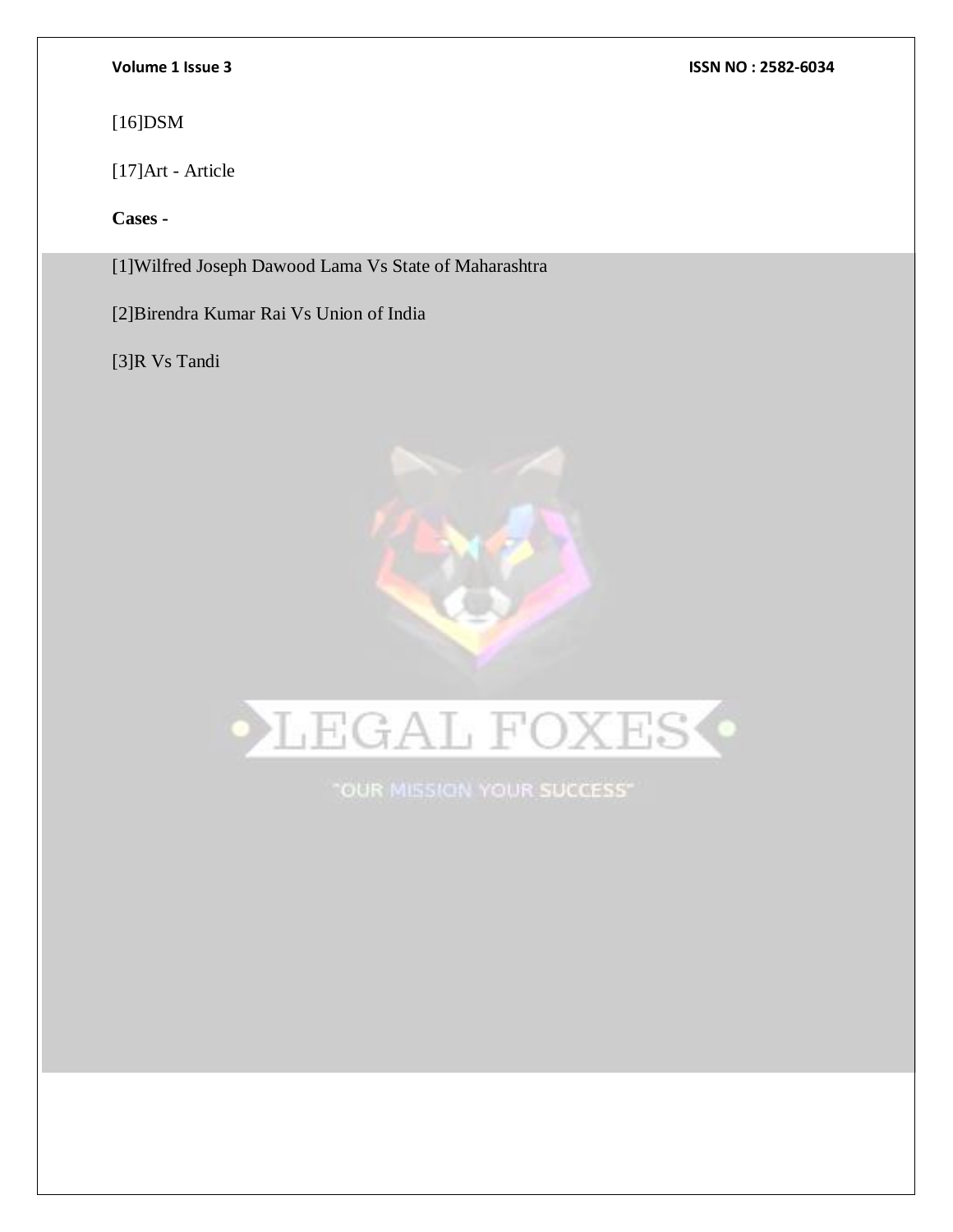[16]DSM

[17]Art - Article

**Cases -**

[1]Wilfred Joseph Dawood Lama Vs State of Maharashtra

[2]Birendra Kumar Rai Vs Union of India

[3]R Vs Tandi